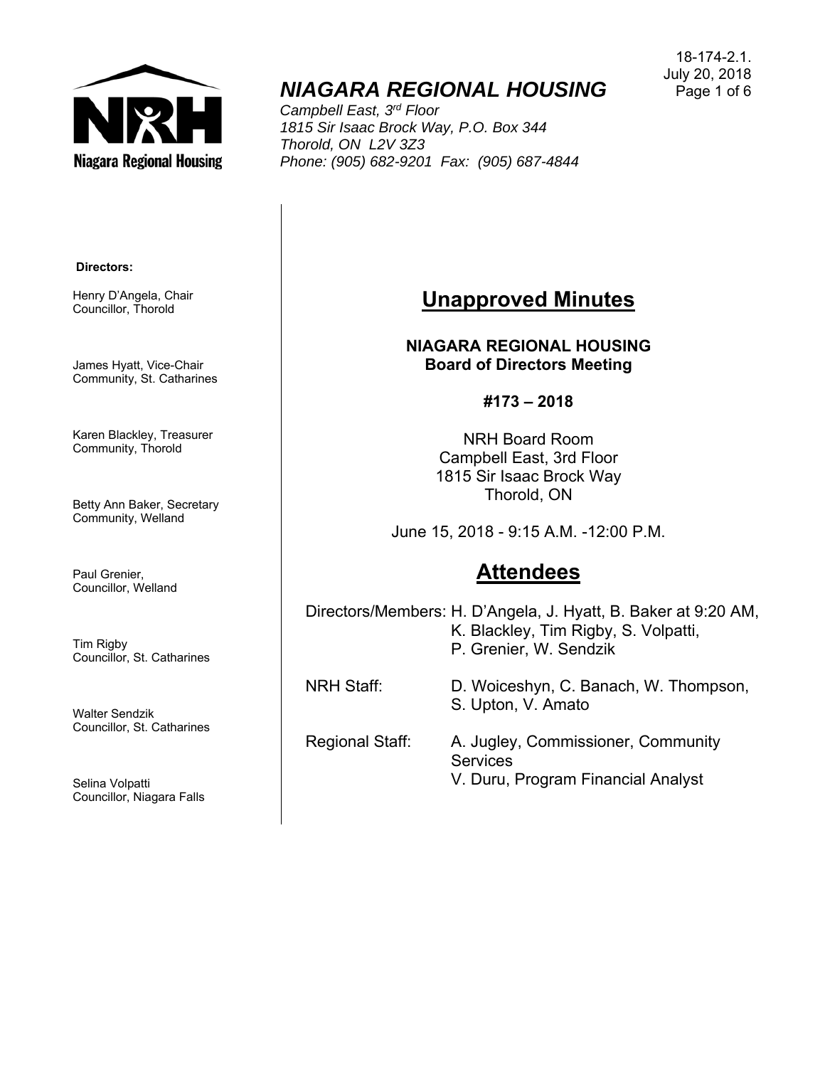18-174-2.1.
July 20, 2018

# *NIAGARA REGIONAL HOUSING*

*Campbell East, 3rd Floor*
*1815 Sir Isaac Brock Way, P.O. Box 344*
*Thorold, ON L2V 3Z3*
*Phone: (905) 682-9201 Fax: (905) 687-4844*

**Directors:**

Henry D'Angela, Chair
Councillor, Thorold

James Hyatt, Vice-Chair
Community, St. Catharines

Karen Blackley, Treasurer
Community, Thorold

Betty Ann Baker, Secretary
Community, Welland

Paul Grenier,
Councillor, Welland

Tim Rigby
Councillor, St. Catharines

Walter Sendzik
Councillor, St. Catharines

Selina Volpatti
Councillor, Niagara Falls

## Unapproved Minutes

**NIAGARA REGIONAL HOUSING**
**Board of Directors Meeting**

**#173 – 2018**

NRH Board Room
Campbell East, 3rd Floor
1815 Sir Isaac Brock Way
Thorold, ON

June 15, 2018 - 9:15 A.M. -12:00 P.M.

## Attendees

Directors/Members: H. D'Angela, J. Hyatt, B. Baker at 9:20 AM, K. Blackley, Tim Rigby, S. Volpatti, P. Grenier, W. Sendzik

NRH Staff: D. Woiceshyn, C. Banach, W. Thompson, S. Upton, V. Amato

Regional Staff: A. Jugley, Commissioner, Community Services
V. Duru, Program Financial Analyst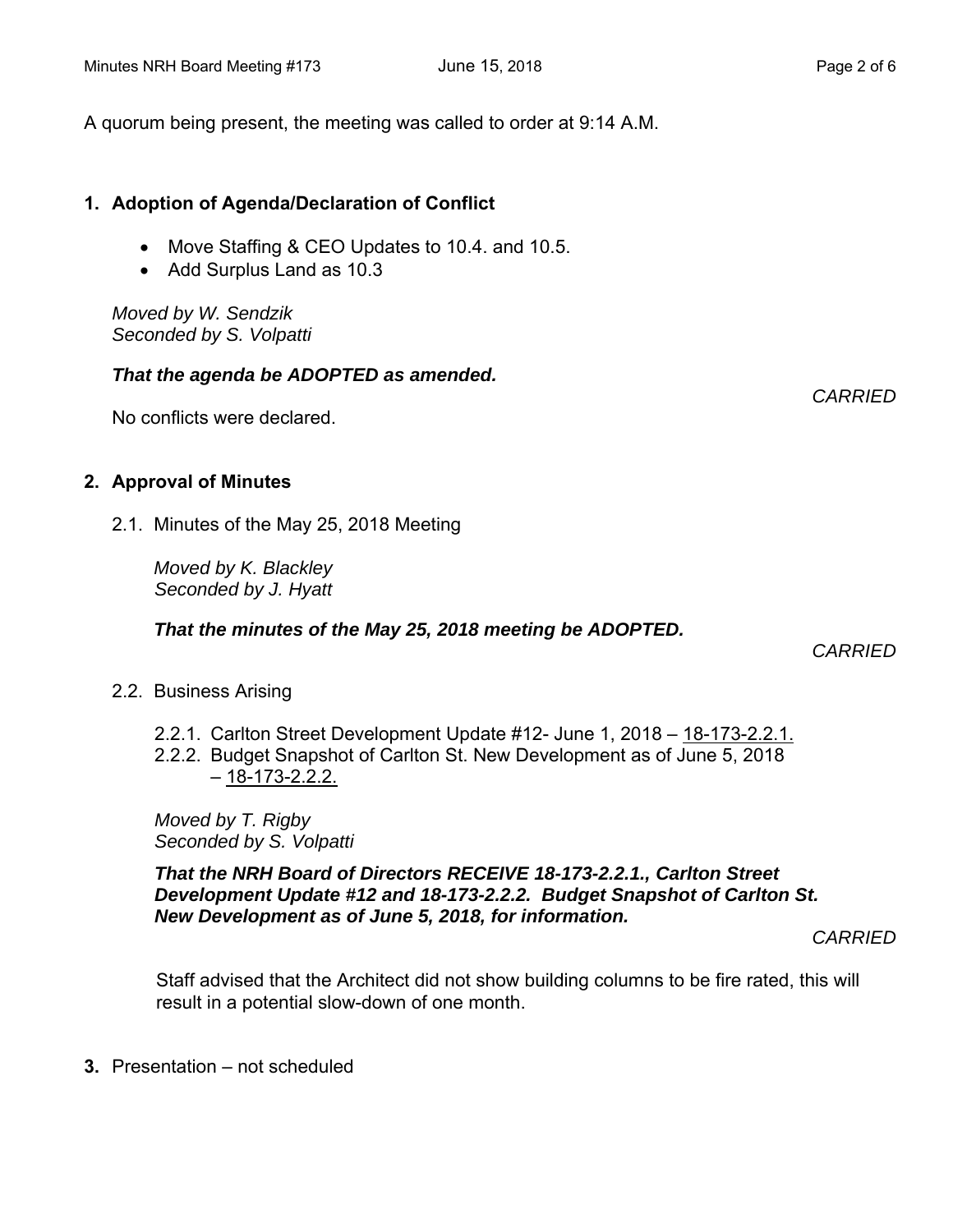A quorum being present, the meeting was called to order at 9:14 A.M.

## 1. Adoption of Agenda/Declaration of Conflict

- Move Staffing & CEO Updates to 10.4. and 10.5.
- Add Surplus Land as 10.3

*Moved by W. Sendzik*
*Seconded by S. Volpatti*

***That the agenda be ADOPTED as amended.***

*CARRIED*

No conflicts were declared.

## 2. Approval of Minutes

2.1. Minutes of the May 25, 2018 Meeting

*Moved by K. Blackley*
*Seconded by J. Hyatt*

***That the minutes of the May 25, 2018 meeting be ADOPTED.***

*CARRIED*

2.2. Business Arising

2.2.1. Carlton Street Development Update #12- June 1, 2018 – 18-173-2.2.1.
2.2.2. Budget Snapshot of Carlton St. New Development as of June 5, 2018 – 18-173-2.2.2.

*Moved by T. Rigby*
*Seconded by S. Volpatti*

***That the NRH Board of Directors RECEIVE 18-173-2.2.1., Carlton Street Development Update #12 and 18-173-2.2.2. Budget Snapshot of Carlton St. New Development as of June 5, 2018, for information.***

*CARRIED*

Staff advised that the Architect did not show building columns to be fire rated, this will result in a potential slow-down of one month.

**3.** Presentation – not scheduled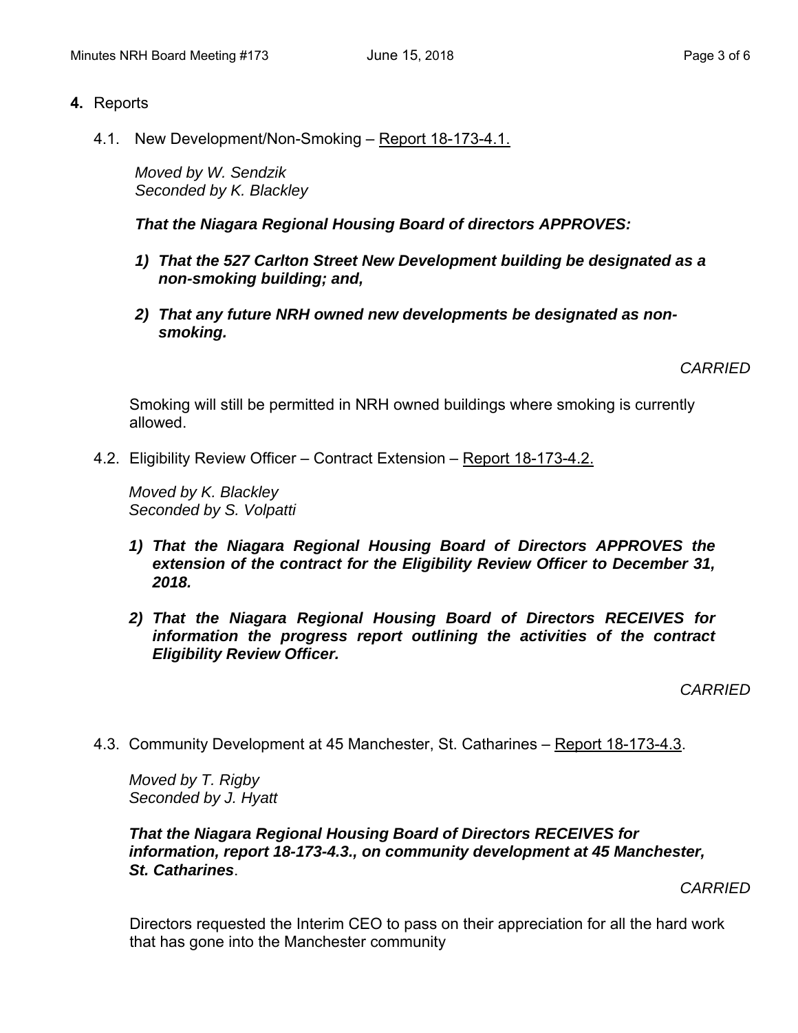**4.** Reports

4.1. New Development/Non-Smoking – Report 18-173-4.1.

*Moved by W. Sendzik*
*Seconded by K. Blackley*

***That the Niagara Regional Housing Board of directors APPROVES:***

1) ***That the 527 Carlton Street New Development building be designated as a non-smoking building; and,***

2) ***That any future NRH owned new developments be designated as non-smoking.***

*CARRIED*

Smoking will still be permitted in NRH owned buildings where smoking is currently allowed.

4.2. Eligibility Review Officer – Contract Extension – Report 18-173-4.2.

*Moved by K. Blackley*
*Seconded by S. Volpatti*

1) ***That the Niagara Regional Housing Board of Directors APPROVES the extension of the contract for the Eligibility Review Officer to December 31, 2018.***

2) ***That the Niagara Regional Housing Board of Directors RECEIVES for information the progress report outlining the activities of the contract Eligibility Review Officer.***

*CARRIED*

4.3. Community Development at 45 Manchester, St. Catharines – Report 18-173-4.3.

*Moved by T. Rigby*
*Seconded by J. Hyatt*

***That the Niagara Regional Housing Board of Directors RECEIVES for information, report 18-173-4.3., on community development at 45 Manchester, St. Catharines.***

*CARRIED*

Directors requested the Interim CEO to pass on their appreciation for all the hard work that has gone into the Manchester community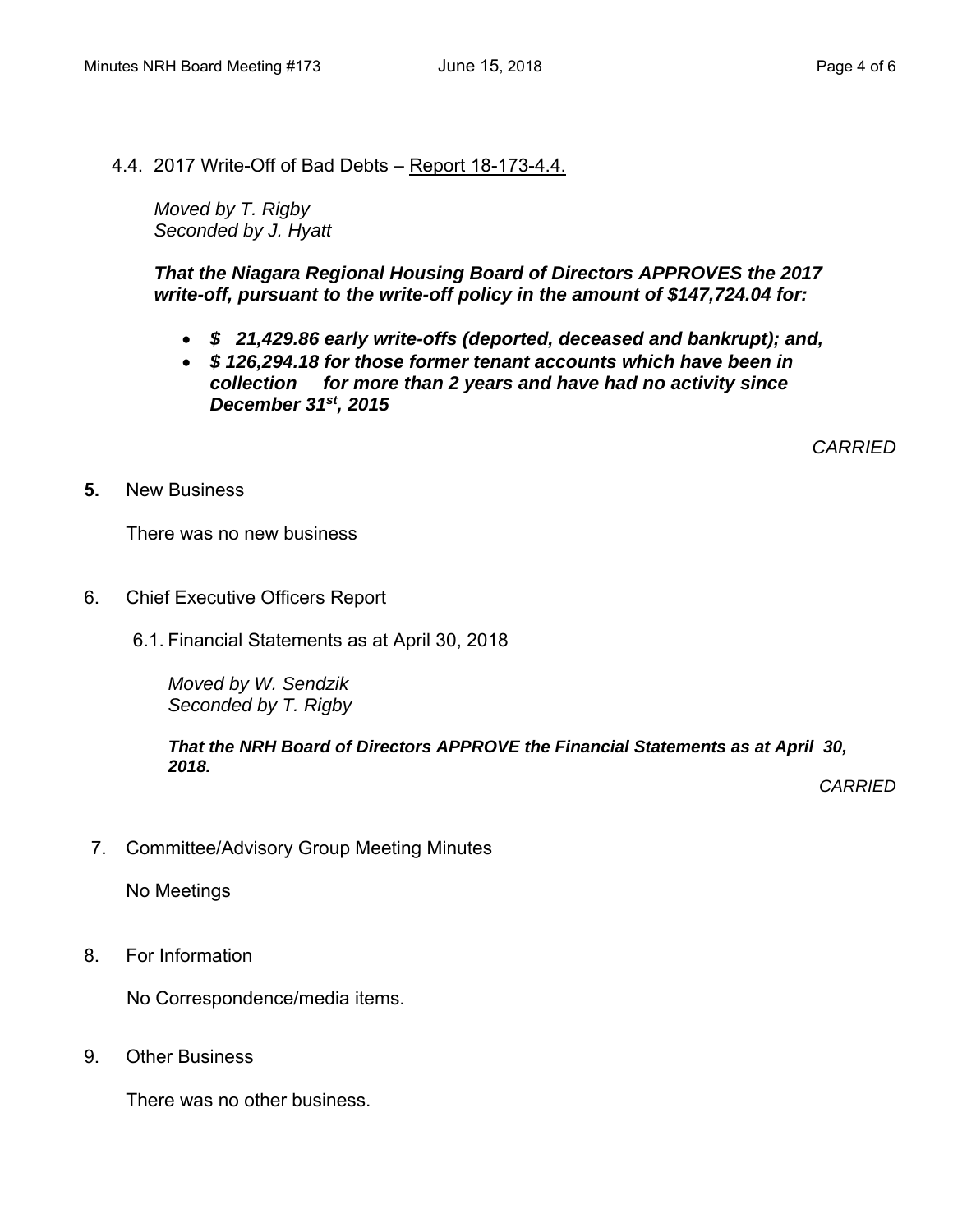4.4. 2017 Write-Off of Bad Debts – Report 18-173-4.4.

*Moved by T. Rigby*
*Seconded by J. Hyatt*

***That the Niagara Regional Housing Board of Directors APPROVES the 2017 write-off, pursuant to the write-off policy in the amount of $147,724.04 for:***

- ***$ 21,429.86 early write-offs (deported, deceased and bankrupt); and,***
- ***$ 126,294.18 for those former tenant accounts which have been in collection for more than 2 years and have had no activity since December 31st, 2015***

*CARRIED*

**5.** New Business

There was no new business

6. Chief Executive Officers Report

6.1. Financial Statements as at April 30, 2018

*Moved by W. Sendzik*
*Seconded by T. Rigby*

***That the NRH Board of Directors APPROVE the Financial Statements as at April 30, 2018.***

*CARRIED*

7. Committee/Advisory Group Meeting Minutes

No Meetings

8. For Information

No Correspondence/media items.

9. Other Business

There was no other business.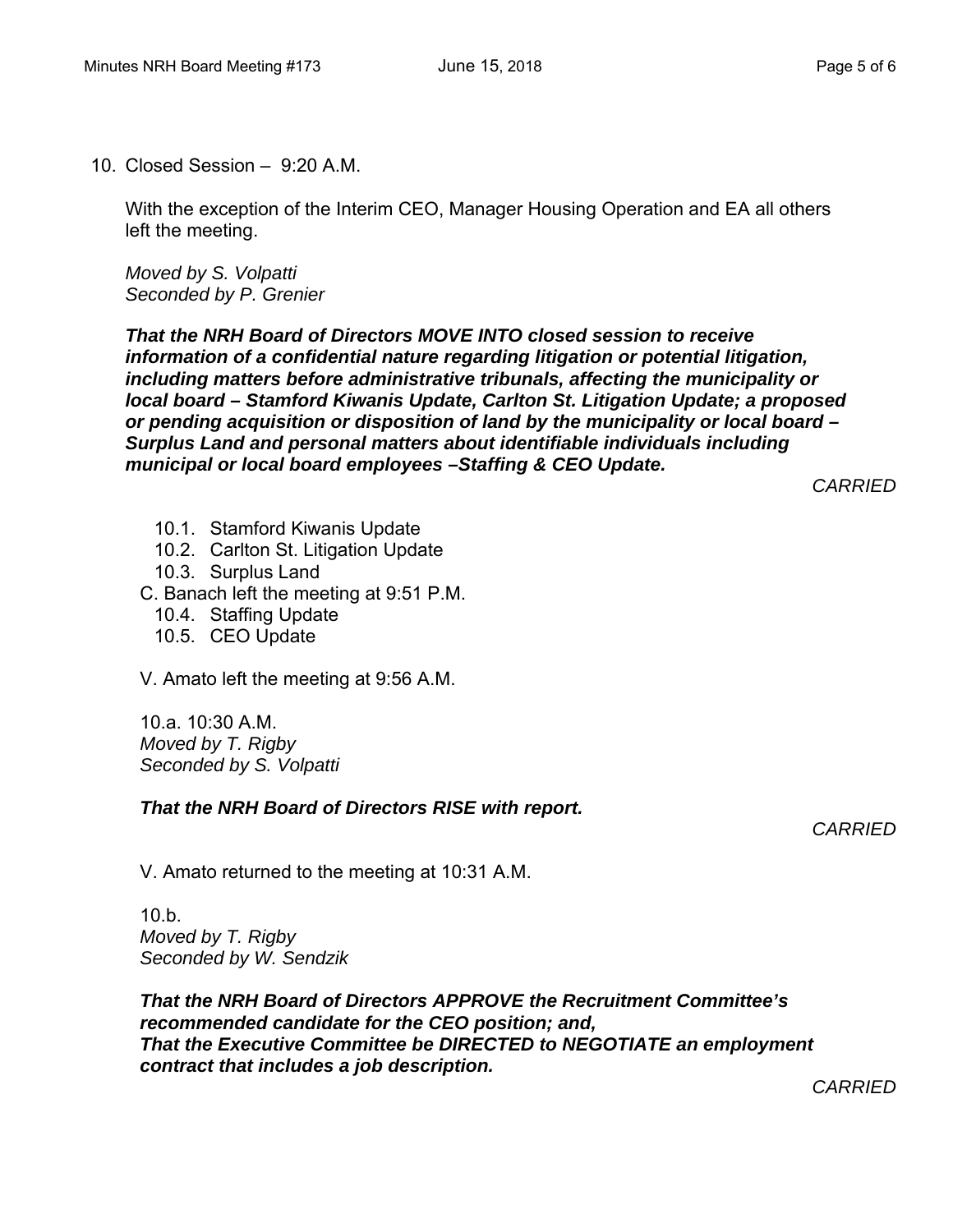10. Closed Session – 9:20 A.M.

With the exception of the Interim CEO, Manager Housing Operation and EA all others left the meeting.

*Moved by S. Volpatti*
*Seconded by P. Grenier*

***That the NRH Board of Directors MOVE INTO closed session to receive information of a confidential nature regarding litigation or potential litigation, including matters before administrative tribunals, affecting the municipality or local board – Stamford Kiwanis Update, Carlton St. Litigation Update; a proposed or pending acquisition or disposition of land by the municipality or local board – Surplus Land and personal matters about identifiable individuals including municipal or local board employees –Staffing & CEO Update.***

*CARRIED*

10.1. Stamford Kiwanis Update
10.2. Carlton St. Litigation Update
10.3. Surplus Land

C. Banach left the meeting at 9:51 P.M.

10.4. Staffing Update
10.5. CEO Update

V. Amato left the meeting at 9:56 A.M.

10.a. 10:30 A.M.
*Moved by T. Rigby*
*Seconded by S. Volpatti*

***That the NRH Board of Directors RISE with report.***

*CARRIED*

V. Amato returned to the meeting at 10:31 A.M.

10.b.
*Moved by T. Rigby*
*Seconded by W. Sendzik*

***That the NRH Board of Directors APPROVE the Recruitment Committee's recommended candidate for the CEO position; and,***
***That the Executive Committee be DIRECTED to NEGOTIATE an employment contract that includes a job description.***

*CARRIED*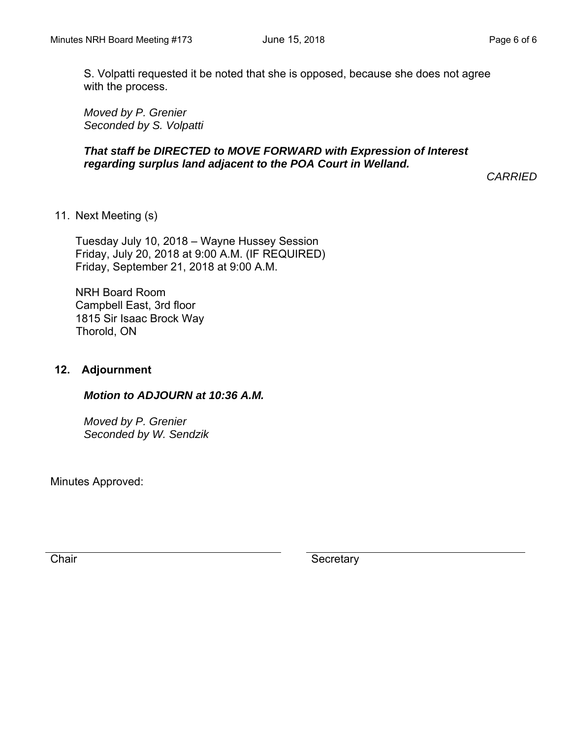S. Volpatti requested it be noted that she is opposed, because she does not agree with the process.

*Moved by P. Grenier*
*Seconded by S. Volpatti*

***That staff be DIRECTED to MOVE FORWARD with Expression of Interest regarding surplus land adjacent to the POA Court in Welland.***

*CARRIED*

11. Next Meeting (s)

Tuesday July 10, 2018 – Wayne Hussey Session
Friday, July 20, 2018 at 9:00 A.M. (IF REQUIRED)
Friday, September 21, 2018 at 9:00 A.M.

NRH Board Room
Campbell East, 3rd floor
1815 Sir Isaac Brock Way
Thorold, ON

**12. Adjournment**

***Motion to ADJOURN at 10:36 A.M.***

*Moved by P. Grenier*
*Seconded by W. Sendzik*

Minutes Approved:

Chair

Secretary